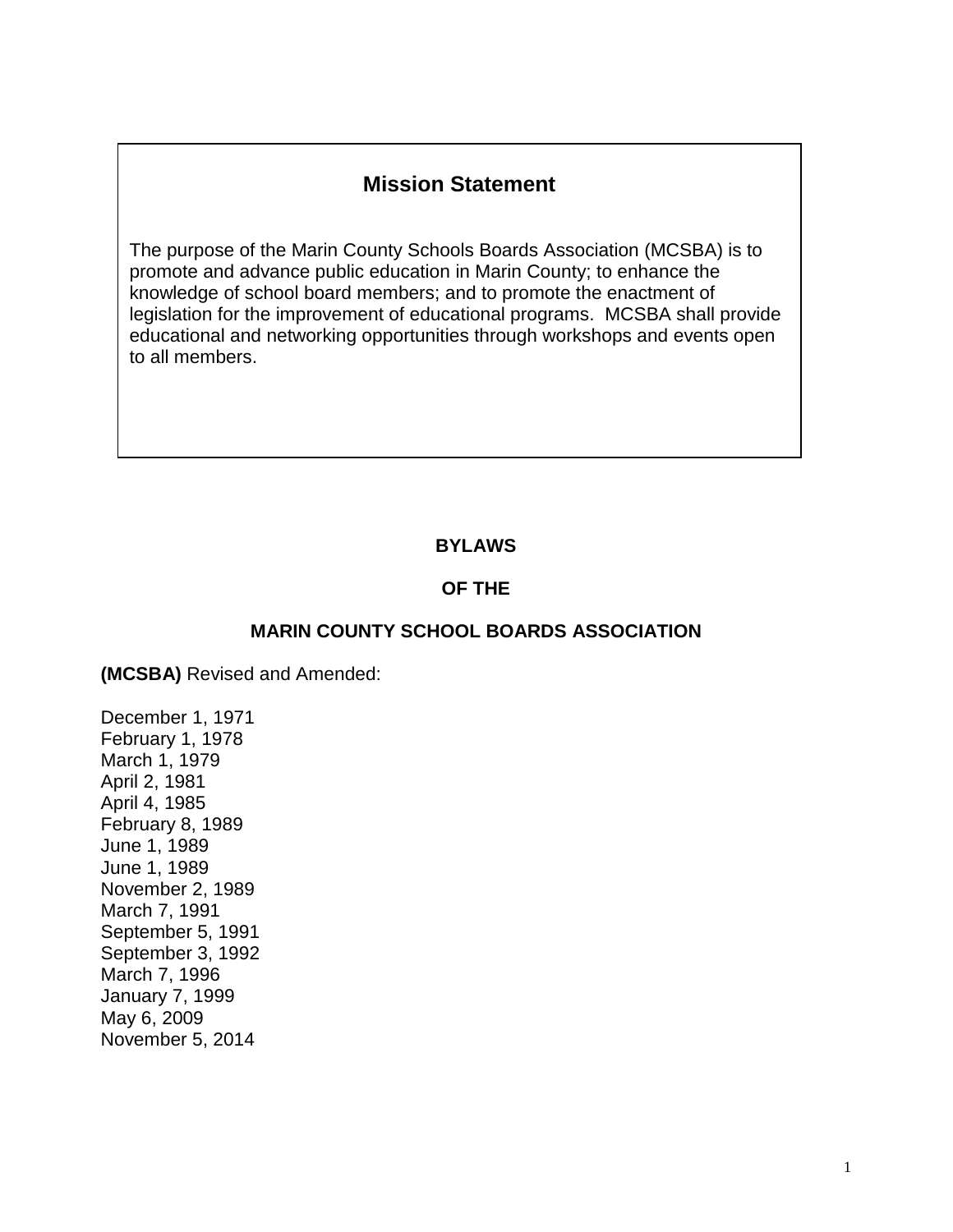## Mission Statement

The purpose of the Marin County Schools Boards Association (MCSBA) is to promote and advance public education in Marin County; to enhance the knowledge of school board members; and to promote the enactment of legislation for the improvement of educational programs. MCSBA shall provide educational and networking opportunities through workshops and events open to all members.

# BYLAWS

# OF THE

# MARIN COUNTY SCHOOL BOARDS ASSOCIATION

**(MCSBA)** Revised and Amended:

December 1, 1971
February 1, 1978
March 1, 1979
April 2, 1981
April 4, 1985
February 8, 1989
June 1, 1989
June 1, 1989
November 2, 1989
March 7, 1991
September 5, 1991
September 3, 1992
March 7, 1996
January 7, 1999
May 6, 2009
November 5, 2014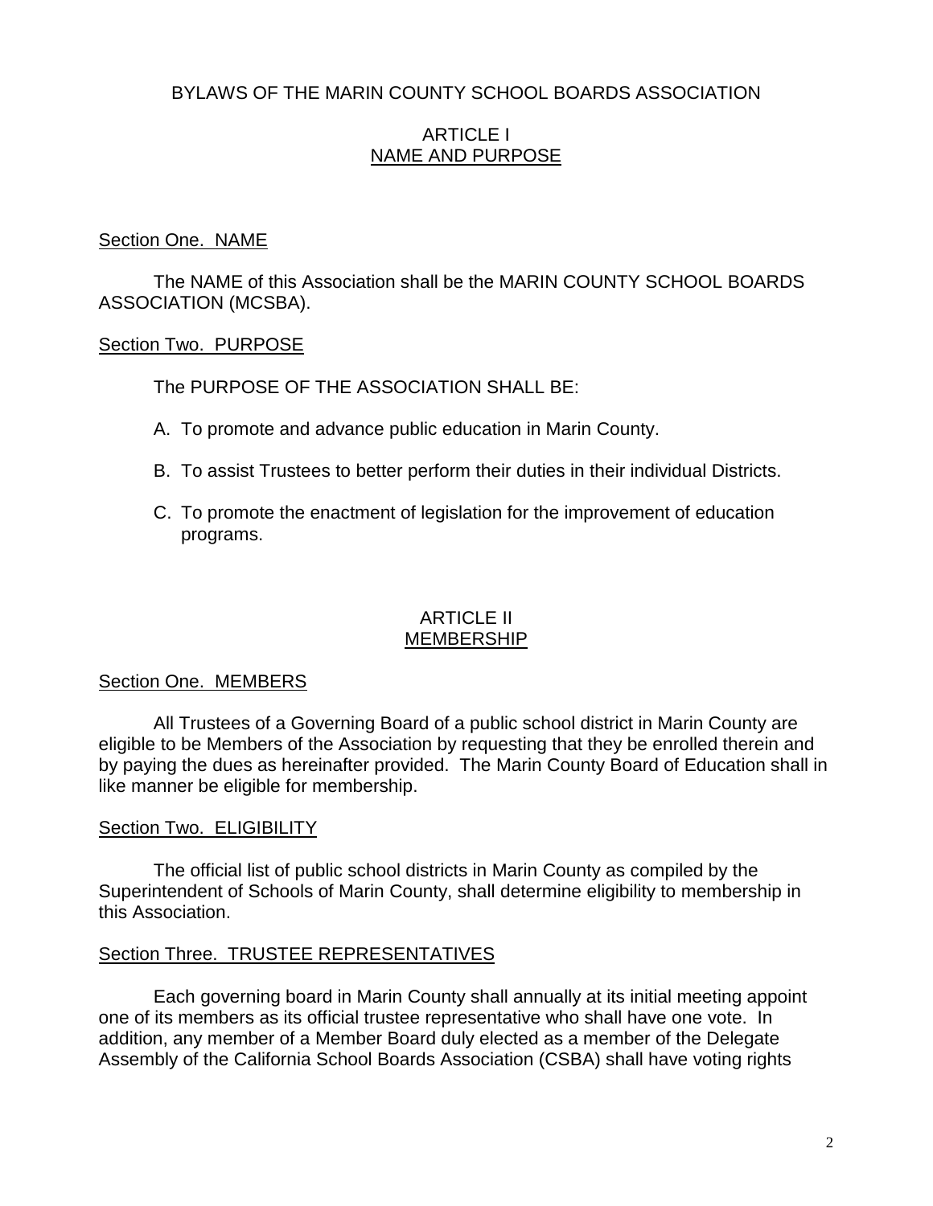# BYLAWS OF THE MARIN COUNTY SCHOOL BOARDS ASSOCIATION

## ARTICLE I
## NAME AND PURPOSE

### Section One. NAME

The NAME of this Association shall be the MARIN COUNTY SCHOOL BOARDS ASSOCIATION (MCSBA).

### Section Two. PURPOSE

The PURPOSE OF THE ASSOCIATION SHALL BE:

A. To promote and advance public education in Marin County.

B. To assist Trustees to better perform their duties in their individual Districts.

C. To promote the enactment of legislation for the improvement of education programs.

## ARTICLE II
## MEMBERSHIP

### Section One. MEMBERS

All Trustees of a Governing Board of a public school district in Marin County are eligible to be Members of the Association by requesting that they be enrolled therein and by paying the dues as hereinafter provided. The Marin County Board of Education shall in like manner be eligible for membership.

### Section Two. ELIGIBILITY

The official list of public school districts in Marin County as compiled by the Superintendent of Schools of Marin County, shall determine eligibility to membership in this Association.

### Section Three. TRUSTEE REPRESENTATIVES

Each governing board in Marin County shall annually at its initial meeting appoint one of its members as its official trustee representative who shall have one vote. In addition, any member of a Member Board duly elected as a member of the Delegate Assembly of the California School Boards Association (CSBA) shall have voting rights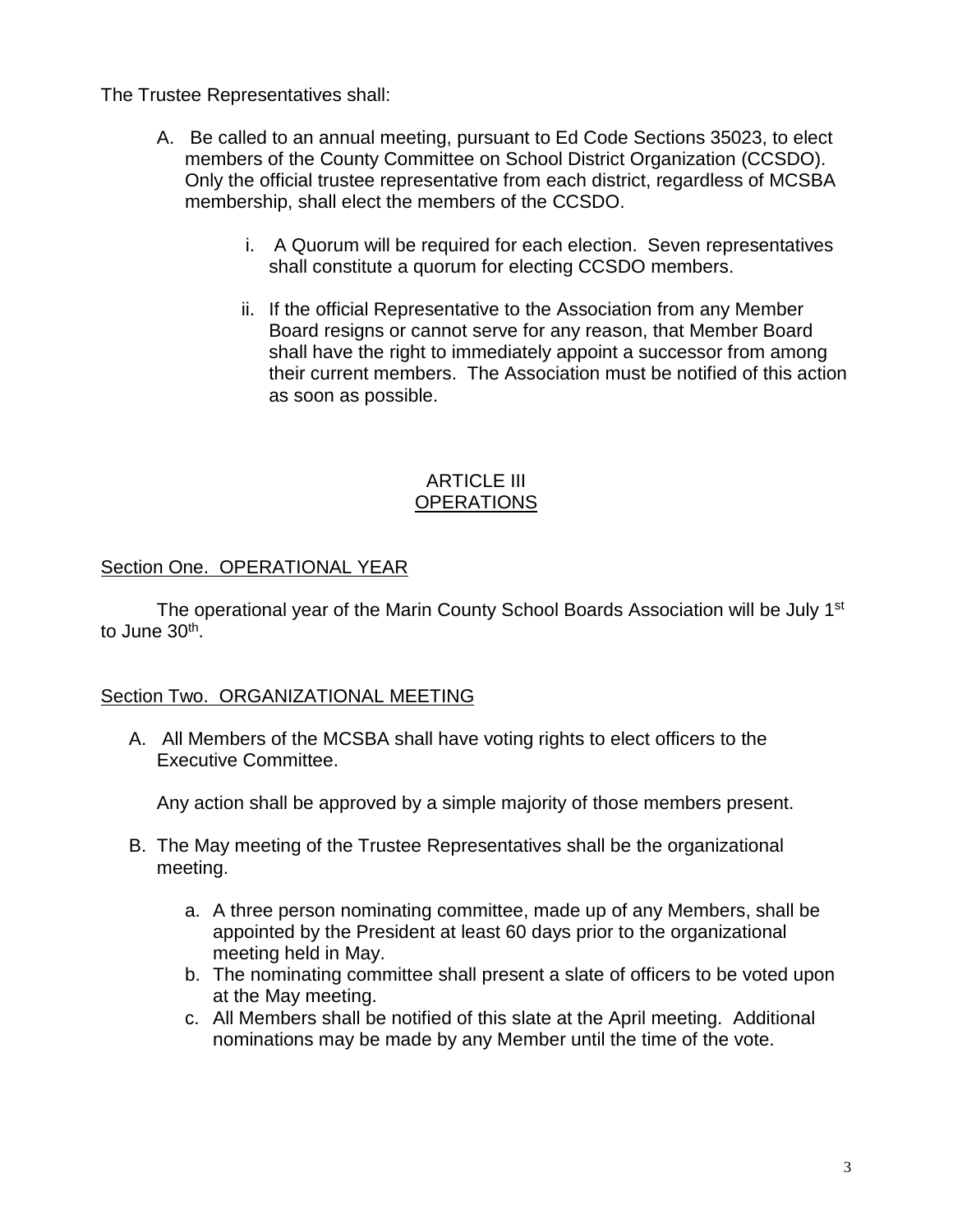The Trustee Representatives shall:

A. Be called to an annual meeting, pursuant to Ed Code Sections 35023, to elect members of the County Committee on School District Organization (CCSDO). Only the official trustee representative from each district, regardless of MCSBA membership, shall elect the members of the CCSDO.

   i. A Quorum will be required for each election. Seven representatives shall constitute a quorum for electing CCSDO members.

   ii. If the official Representative to the Association from any Member Board resigns or cannot serve for any reason, that Member Board shall have the right to immediately appoint a successor from among their current members. The Association must be notified of this action as soon as possible.

## ARTICLE III
## OPERATIONS

### Section One. OPERATIONAL YEAR

The operational year of the Marin County School Boards Association will be July 1st to June 30th.

### Section Two. ORGANIZATIONAL MEETING

A. All Members of the MCSBA shall have voting rights to elect officers to the Executive Committee.

   Any action shall be approved by a simple majority of those members present.

B. The May meeting of the Trustee Representatives shall be the organizational meeting.

   a. A three person nominating committee, made up of any Members, shall be appointed by the President at least 60 days prior to the organizational meeting held in May.
   b. The nominating committee shall present a slate of officers to be voted upon at the May meeting.
   c. All Members shall be notified of this slate at the April meeting. Additional nominations may be made by any Member until the time of the vote.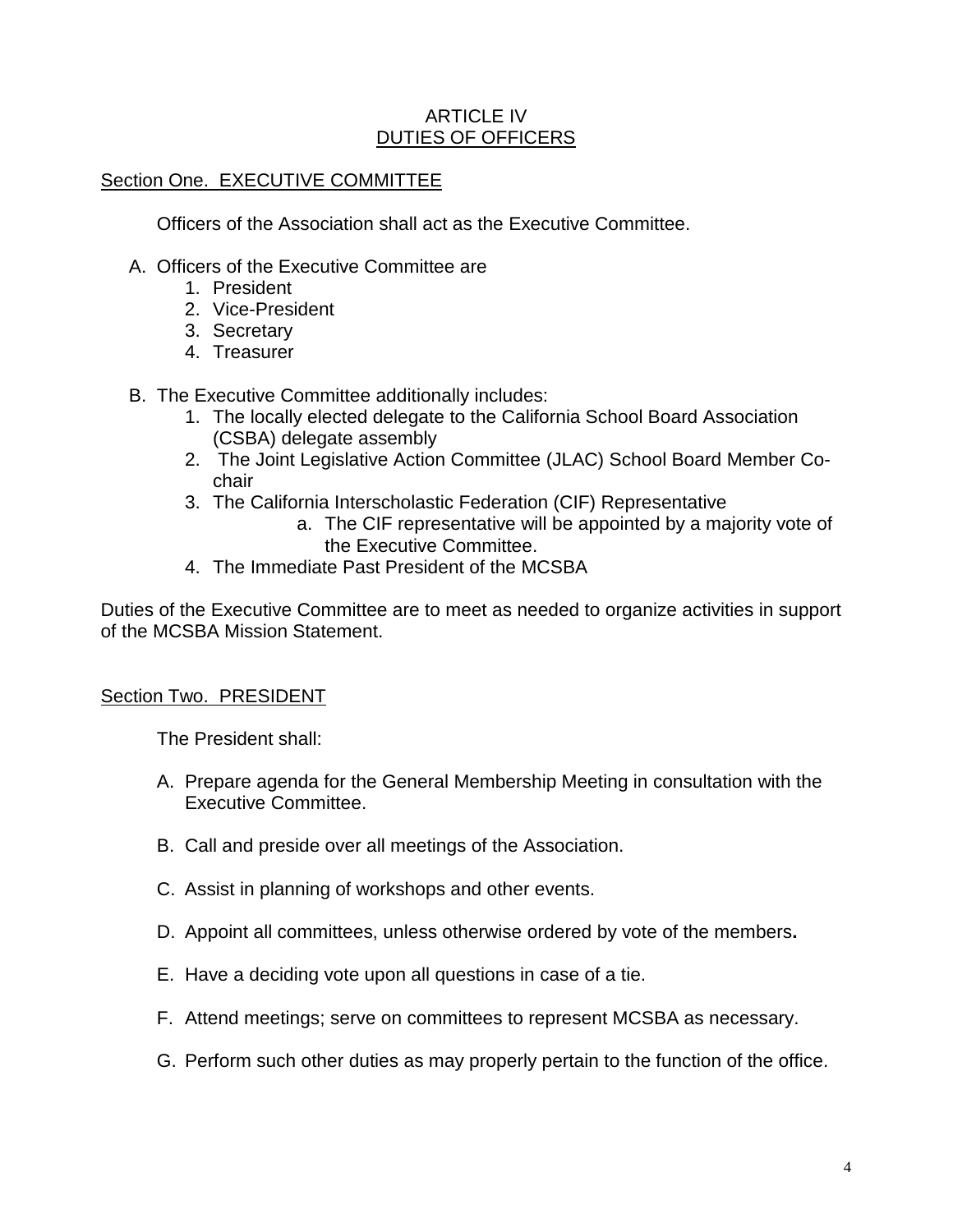# ARTICLE IV
## DUTIES OF OFFICERS

### Section One. EXECUTIVE COMMITTEE

Officers of the Association shall act as the Executive Committee.

A. Officers of the Executive Committee are
   1. President
   2. Vice-President
   3. Secretary
   4. Treasurer

B. The Executive Committee additionally includes:
   1. The locally elected delegate to the California School Board Association (CSBA) delegate assembly
   2. The Joint Legislative Action Committee (JLAC) School Board Member Co-chair
   3. The California Interscholastic Federation (CIF) Representative
      a. The CIF representative will be appointed by a majority vote of the Executive Committee.
   4. The Immediate Past President of the MCSBA

Duties of the Executive Committee are to meet as needed to organize activities in support of the MCSBA Mission Statement.

### Section Two. PRESIDENT

The President shall:

A. Prepare agenda for the General Membership Meeting in consultation with the Executive Committee.

B. Call and preside over all meetings of the Association.

C. Assist in planning of workshops and other events.

D. Appoint all committees, unless otherwise ordered by vote of the members**.**

E. Have a deciding vote upon all questions in case of a tie.

F. Attend meetings; serve on committees to represent MCSBA as necessary.

G. Perform such other duties as may properly pertain to the function of the office.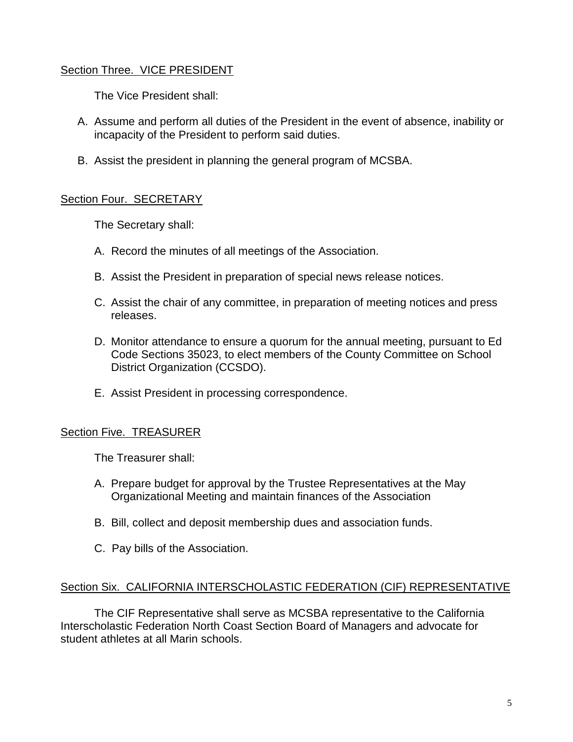Section Three. VICE PRESIDENT

The Vice President shall:

A. Assume and perform all duties of the President in the event of absence, inability or incapacity of the President to perform said duties.

B. Assist the president in planning the general program of MCSBA.

Section Four. SECRETARY

The Secretary shall:

A. Record the minutes of all meetings of the Association.

B. Assist the President in preparation of special news release notices.

C. Assist the chair of any committee, in preparation of meeting notices and press releases.

D. Monitor attendance to ensure a quorum for the annual meeting, pursuant to Ed Code Sections 35023, to elect members of the County Committee on School District Organization (CCSDO).

E. Assist President in processing correspondence.

Section Five. TREASURER

The Treasurer shall:

A. Prepare budget for approval by the Trustee Representatives at the May Organizational Meeting and maintain finances of the Association

B. Bill, collect and deposit membership dues and association funds.

C. Pay bills of the Association.

Section Six. CALIFORNIA INTERSCHOLASTIC FEDERATION (CIF) REPRESENTATIVE

The CIF Representative shall serve as MCSBA representative to the California Interscholastic Federation North Coast Section Board of Managers and advocate for student athletes at all Marin schools.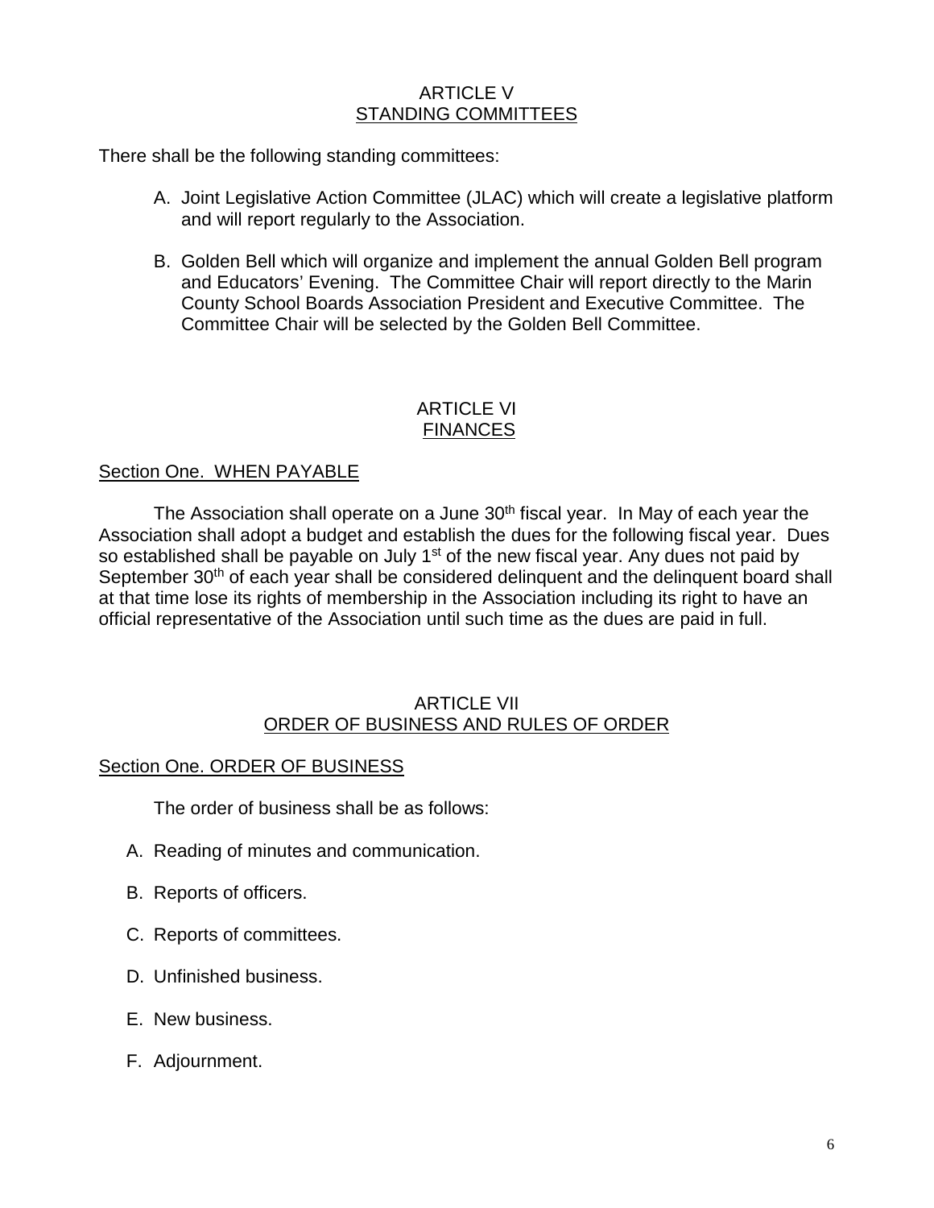## ARTICLE V
## STANDING COMMITTEES

There shall be the following standing committees:

A. Joint Legislative Action Committee (JLAC) which will create a legislative platform and will report regularly to the Association.

B. Golden Bell which will organize and implement the annual Golden Bell program and Educators' Evening. The Committee Chair will report directly to the Marin County School Boards Association President and Executive Committee. The Committee Chair will be selected by the Golden Bell Committee.

## ARTICLE VI
## FINANCES

### Section One. WHEN PAYABLE

The Association shall operate on a June 30th fiscal year. In May of each year the Association shall adopt a budget and establish the dues for the following fiscal year. Dues so established shall be payable on July 1st of the new fiscal year. Any dues not paid by September 30th of each year shall be considered delinquent and the delinquent board shall at that time lose its rights of membership in the Association including its right to have an official representative of the Association until such time as the dues are paid in full.

## ARTICLE VII
## ORDER OF BUSINESS AND RULES OF ORDER

### Section One. ORDER OF BUSINESS

The order of business shall be as follows:

A. Reading of minutes and communication.

B. Reports of officers.

C. Reports of committees.

D. Unfinished business.

E. New business.

F. Adjournment.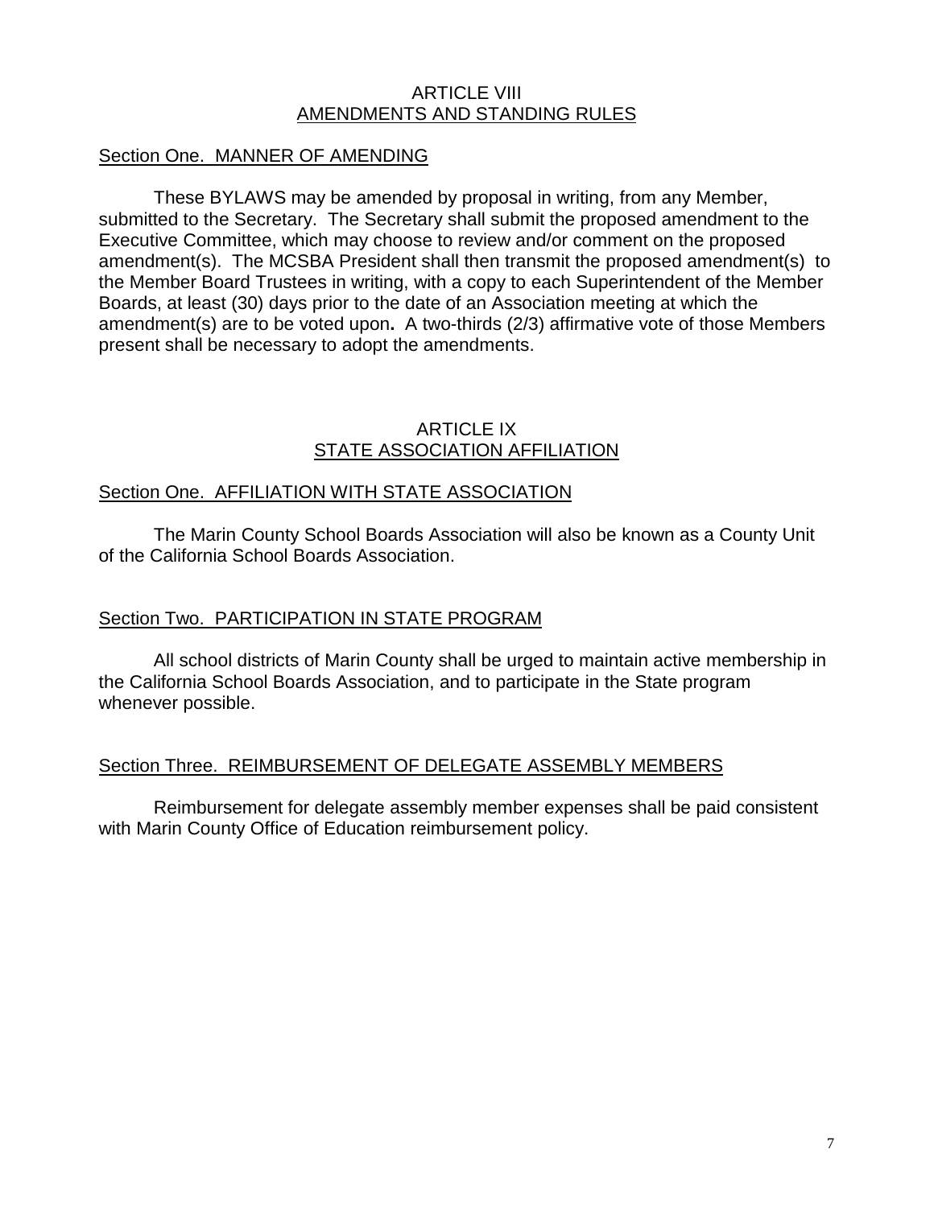## ARTICLE VIII
## AMENDMENTS AND STANDING RULES

### Section One. MANNER OF AMENDING

These BYLAWS may be amended by proposal in writing, from any Member, submitted to the Secretary. The Secretary shall submit the proposed amendment to the Executive Committee, which may choose to review and/or comment on the proposed amendment(s). The MCSBA President shall then transmit the proposed amendment(s) to the Member Board Trustees in writing, with a copy to each Superintendent of the Member Boards, at least (30) days prior to the date of an Association meeting at which the amendment(s) are to be voted upon**.** A two-thirds (2/3) affirmative vote of those Members present shall be necessary to adopt the amendments.

## ARTICLE IX
## STATE ASSOCIATION AFFILIATION

### Section One. AFFILIATION WITH STATE ASSOCIATION

The Marin County School Boards Association will also be known as a County Unit of the California School Boards Association.

### Section Two. PARTICIPATION IN STATE PROGRAM

All school districts of Marin County shall be urged to maintain active membership in the California School Boards Association, and to participate in the State program whenever possible.

### Section Three. REIMBURSEMENT OF DELEGATE ASSEMBLY MEMBERS

Reimbursement for delegate assembly member expenses shall be paid consistent with Marin County Office of Education reimbursement policy.